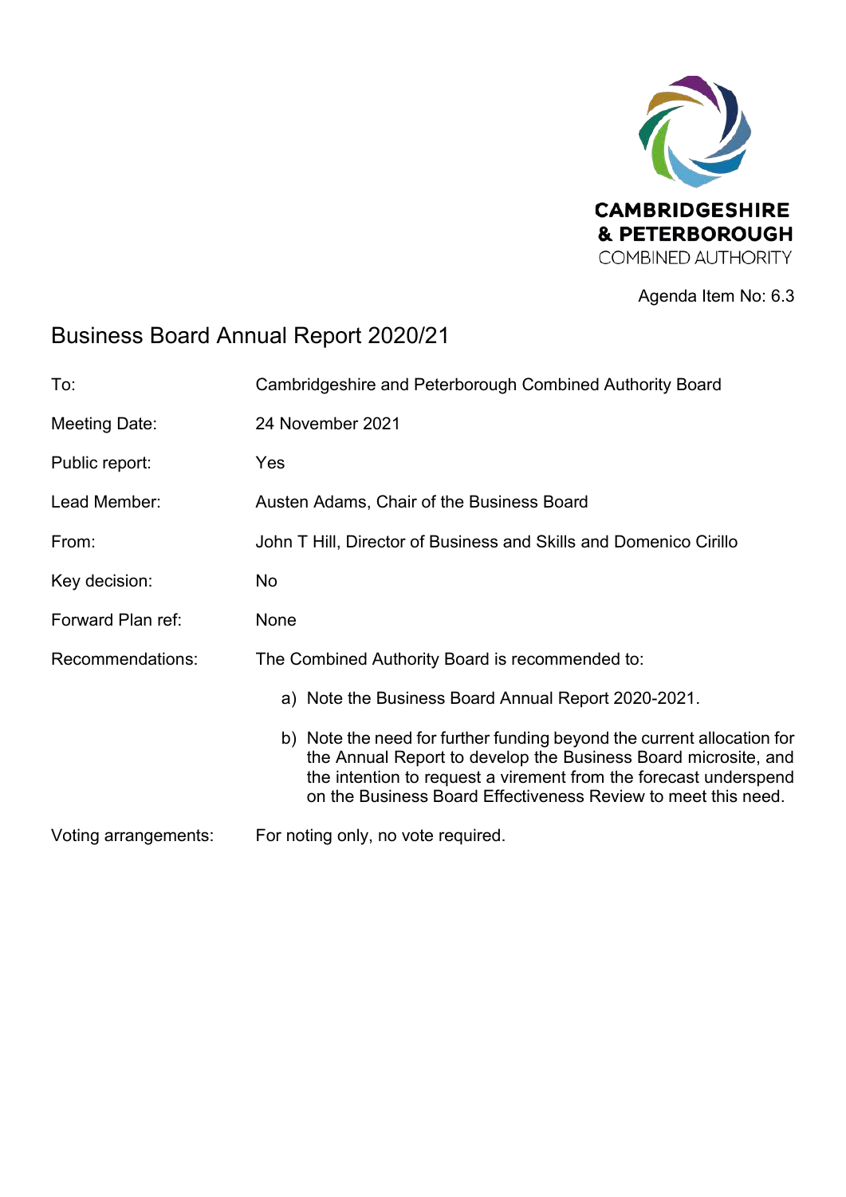CAMBRIDGESHIRE & PETERBOROUGH COMBINED AUTHORITY

Agenda Item No: 6.3

# Business Board Annual Report 2020/21

| | |
|---|---|
| To: | Cambridgeshire and Peterborough Combined Authority Board |
| Meeting Date: | 24 November 2021 |
| Public report: | Yes |
| Lead Member: | Austen Adams, Chair of the Business Board |
| From: | John T Hill, Director of Business and Skills and Domenico Cirillo |
| Key decision: | No |
| Forward Plan ref: | None |
| Recommendations: | The Combined Authority Board is recommended to:<br>a) Note the Business Board Annual Report 2020-2021.<br>b) Note the need for further funding beyond the current allocation for the Annual Report to develop the Business Board microsite, and the intention to request a virement from the forecast underspend on the Business Board Effectiveness Review to meet this need. |
| Voting arrangements: | For noting only, no vote required. |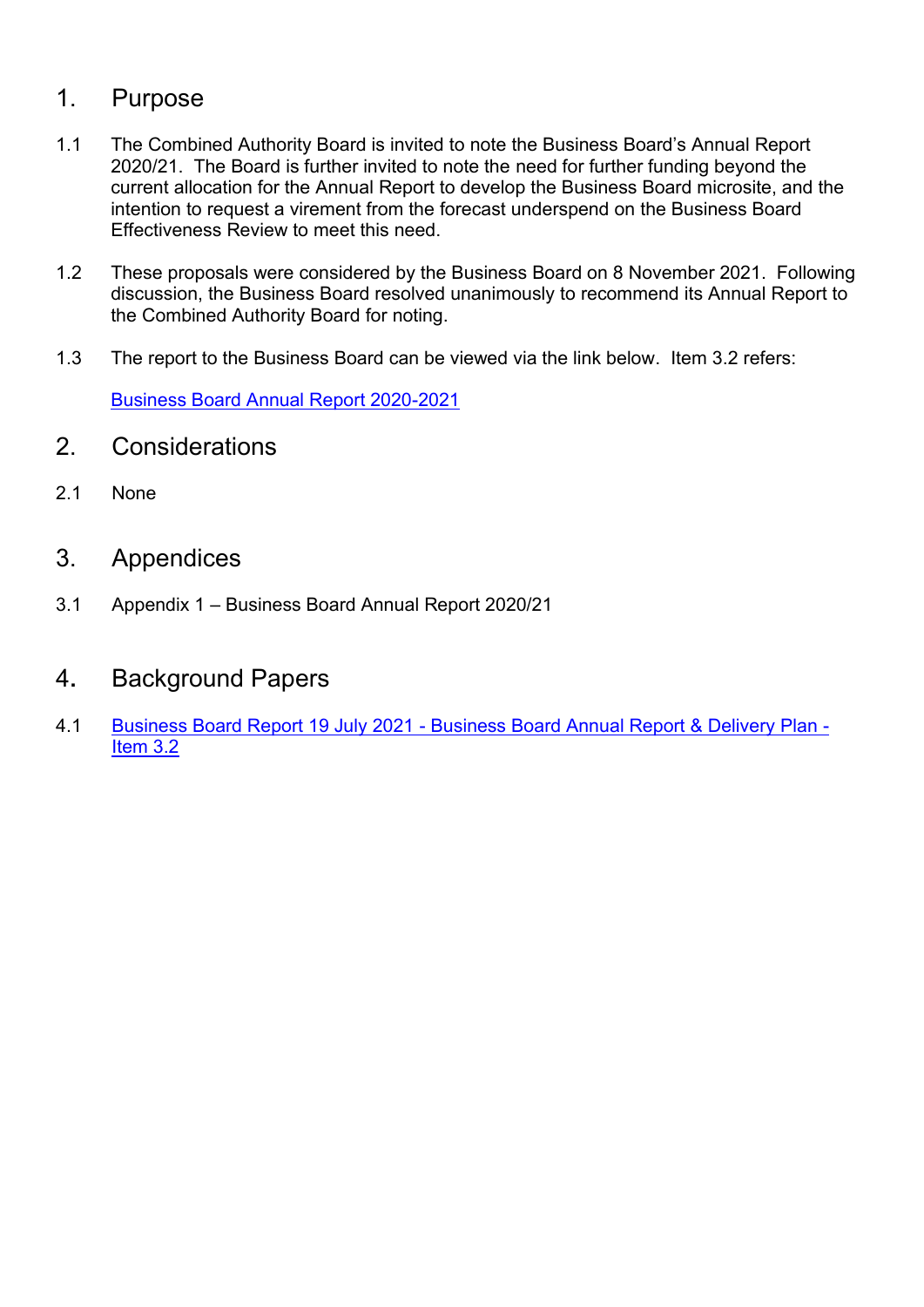## 1. Purpose

1.1 The Combined Authority Board is invited to note the Business Board's Annual Report 2020/21. The Board is further invited to note the need for further funding beyond the current allocation for the Annual Report to develop the Business Board microsite, and the intention to request a virement from the forecast underspend on the Business Board Effectiveness Review to meet this need.

1.2 These proposals were considered by the Business Board on 8 November 2021. Following discussion, the Business Board resolved unanimously to recommend its Annual Report to the Combined Authority Board for noting.

1.3 The report to the Business Board can be viewed via the link below. Item 3.2 refers:

Business Board Annual Report 2020-2021

## 2. Considerations

2.1 None

## 3. Appendices

3.1 Appendix 1 – Business Board Annual Report 2020/21

## 4. Background Papers

4.1 Business Board Report 19 July 2021 - Business Board Annual Report & Delivery Plan - Item 3.2